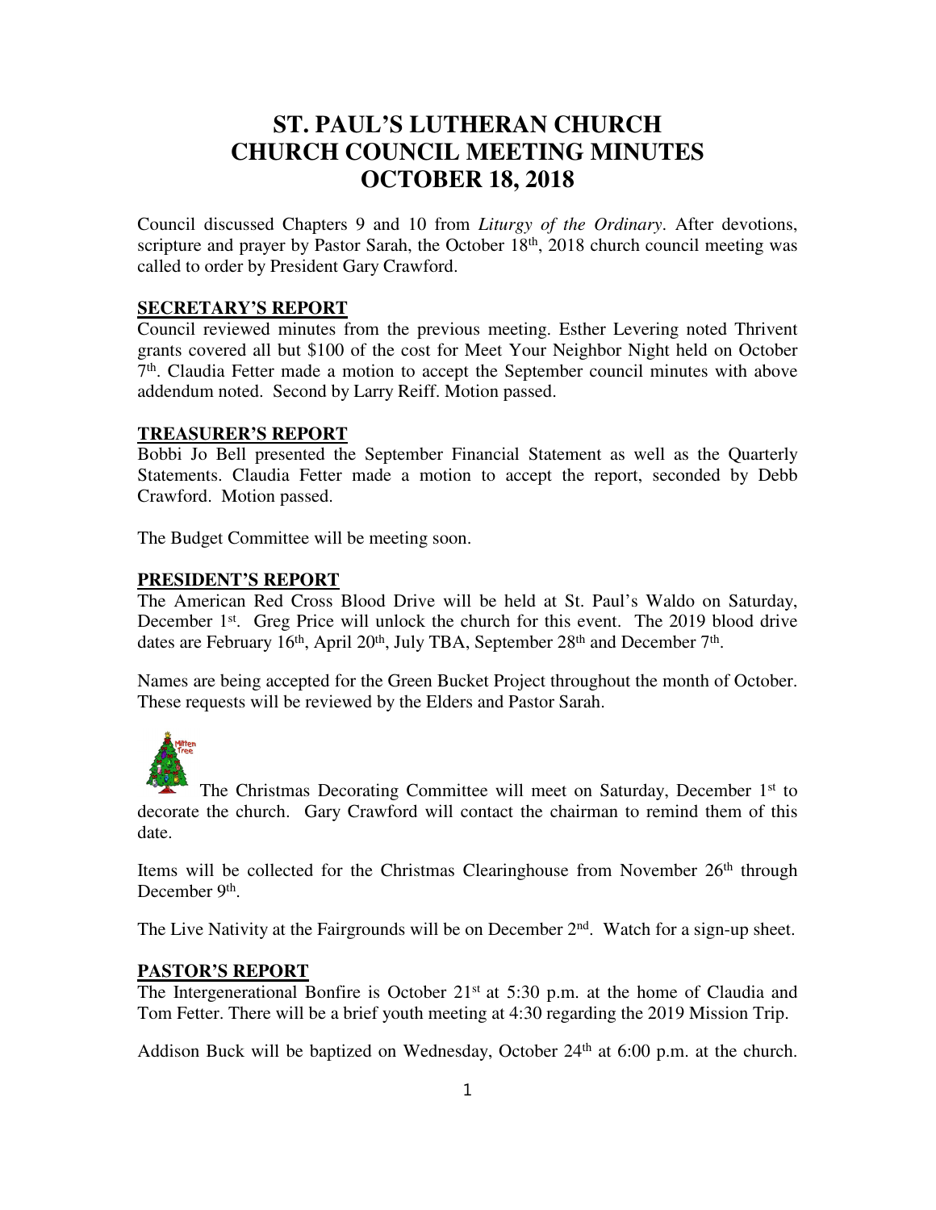# ST. PAUL'S LUTHERAN CHURCH
# CHURCH COUNCIL MEETING MINUTES
# OCTOBER 18, 2018

Council discussed Chapters 9 and 10 from *Liturgy of the Ordinary*. After devotions, scripture and prayer by Pastor Sarah, the October 18th, 2018 church council meeting was called to order by President Gary Crawford.

## SECRETARY'S REPORT

Council reviewed minutes from the previous meeting. Esther Levering noted Thrivent grants covered all but $100 of the cost for Meet Your Neighbor Night held on October 7th. Claudia Fetter made a motion to accept the September council minutes with above addendum noted. Second by Larry Reiff. Motion passed.

## TREASURER'S REPORT

Bobbi Jo Bell presented the September Financial Statement as well as the Quarterly Statements. Claudia Fetter made a motion to accept the report, seconded by Debb Crawford. Motion passed.

The Budget Committee will be meeting soon.

## PRESIDENT'S REPORT

The American Red Cross Blood Drive will be held at St. Paul's Waldo on Saturday, December 1st. Greg Price will unlock the church for this event. The 2019 blood drive dates are February 16th, April 20th, July TBA, September 28th and December 7th.

Names are being accepted for the Green Bucket Project throughout the month of October. These requests will be reviewed by the Elders and Pastor Sarah.

The Christmas Decorating Committee will meet on Saturday, December 1st to decorate the church. Gary Crawford will contact the chairman to remind them of this date.

Items will be collected for the Christmas Clearinghouse from November 26th through December 9th.

The Live Nativity at the Fairgrounds will be on December 2nd. Watch for a sign-up sheet.

## PASTOR'S REPORT

The Intergenerational Bonfire is October 21st at 5:30 p.m. at the home of Claudia and Tom Fetter. There will be a brief youth meeting at 4:30 regarding the 2019 Mission Trip.

Addison Buck will be baptized on Wednesday, October 24th at 6:00 p.m. at the church.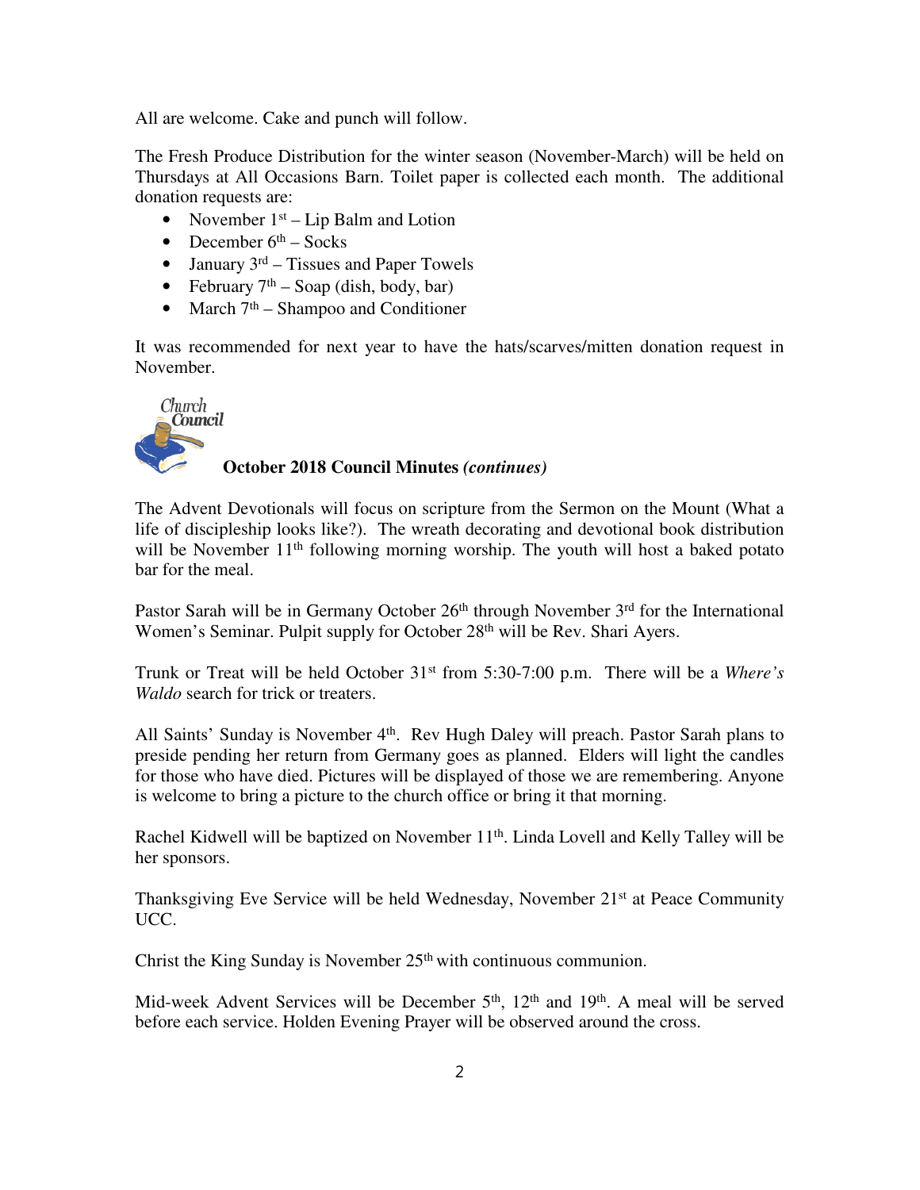All are welcome. Cake and punch will follow.

The Fresh Produce Distribution for the winter season (November-March) will be held on Thursdays at All Occasions Barn. Toilet paper is collected each month. The additional donation requests are:

- November 1st – Lip Balm and Lotion
- December 6th – Socks
- January 3rd – Tissues and Paper Towels
- February 7th – Soap (dish, body, bar)
- March 7th – Shampoo and Conditioner

It was recommended for next year to have the hats/scarves/mitten donation request in November.

Church Council

**October 2018 Council Minutes *(continues)***

The Advent Devotionals will focus on scripture from the Sermon on the Mount (What a life of discipleship looks like?). The wreath decorating and devotional book distribution will be November 11th following morning worship. The youth will host a baked potato bar for the meal.

Pastor Sarah will be in Germany October 26th through November 3rd for the International Women's Seminar. Pulpit supply for October 28th will be Rev. Shari Ayers.

Trunk or Treat will be held October 31st from 5:30-7:00 p.m. There will be a *Where's Waldo* search for trick or treaters.

All Saints' Sunday is November 4th. Rev Hugh Daley will preach. Pastor Sarah plans to preside pending her return from Germany goes as planned. Elders will light the candles for those who have died. Pictures will be displayed of those we are remembering. Anyone is welcome to bring a picture to the church office or bring it that morning.

Rachel Kidwell will be baptized on November 11th. Linda Lovell and Kelly Talley will be her sponsors.

Thanksgiving Eve Service will be held Wednesday, November 21st at Peace Community UCC.

Christ the King Sunday is November 25th with continuous communion.

Mid-week Advent Services will be December 5th, 12th and 19th. A meal will be served before each service. Holden Evening Prayer will be observed around the cross.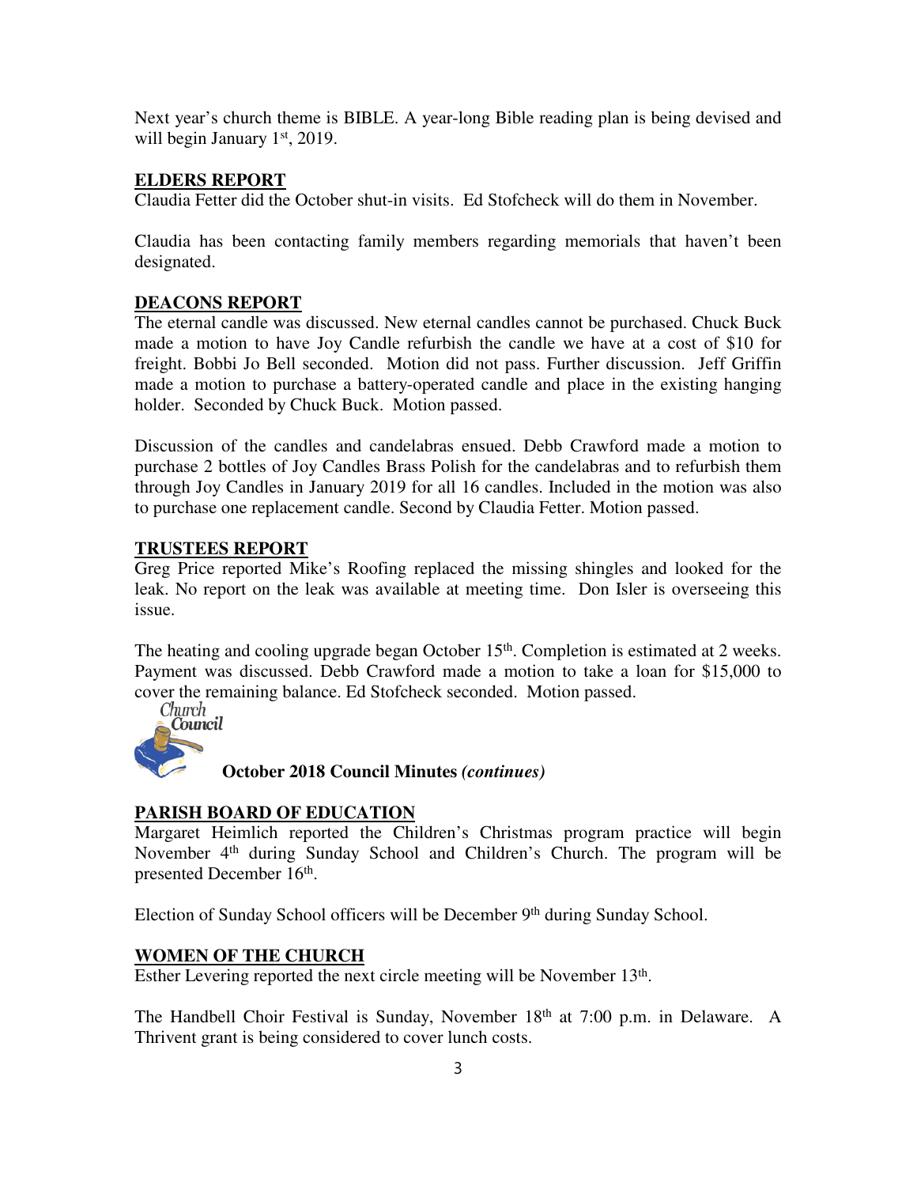Next year's church theme is BIBLE. A year-long Bible reading plan is being devised and will begin January 1st, 2019.

## ELDERS REPORT

Claudia Fetter did the October shut-in visits. Ed Stofcheck will do them in November.

Claudia has been contacting family members regarding memorials that haven't been designated.

## DEACONS REPORT

The eternal candle was discussed. New eternal candles cannot be purchased. Chuck Buck made a motion to have Joy Candle refurbish the candle we have at a cost of $10 for freight. Bobbi Jo Bell seconded. Motion did not pass. Further discussion. Jeff Griffin made a motion to purchase a battery-operated candle and place in the existing hanging holder. Seconded by Chuck Buck. Motion passed.

Discussion of the candles and candelabras ensued. Debb Crawford made a motion to purchase 2 bottles of Joy Candles Brass Polish for the candelabras and to refurbish them through Joy Candles in January 2019 for all 16 candles. Included in the motion was also to purchase one replacement candle. Second by Claudia Fetter. Motion passed.

## TRUSTEES REPORT

Greg Price reported Mike's Roofing replaced the missing shingles and looked for the leak. No report on the leak was available at meeting time. Don Isler is overseeing this issue.

The heating and cooling upgrade began October 15th. Completion is estimated at 2 weeks. Payment was discussed. Debb Crawford made a motion to take a loan for $15,000 to cover the remaining balance. Ed Stofcheck seconded. Motion passed.

*Church Council*

**October 2018 Council Minutes *(continues)***

## PARISH BOARD OF EDUCATION

Margaret Heimlich reported the Children's Christmas program practice will begin November 4th during Sunday School and Children's Church. The program will be presented December 16th.

Election of Sunday School officers will be December 9th during Sunday School.

## WOMEN OF THE CHURCH

Esther Levering reported the next circle meeting will be November 13th.

The Handbell Choir Festival is Sunday, November 18th at 7:00 p.m. in Delaware. A Thrivent grant is being considered to cover lunch costs.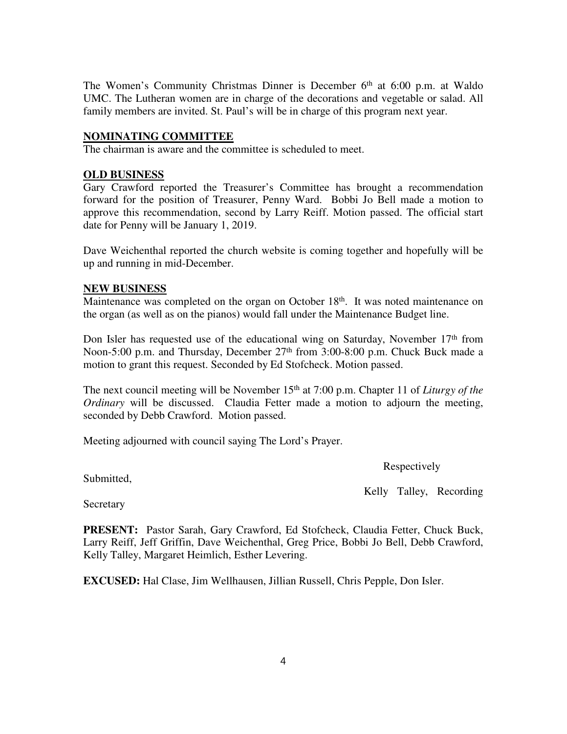The Women's Community Christmas Dinner is December 6th at 6:00 p.m. at Waldo UMC. The Lutheran women are in charge of the decorations and vegetable or salad. All family members are invited. St. Paul's will be in charge of this program next year.

**NOMINATING COMMITTEE**

The chairman is aware and the committee is scheduled to meet.

**OLD BUSINESS**

Gary Crawford reported the Treasurer's Committee has brought a recommendation forward for the position of Treasurer, Penny Ward. Bobbi Jo Bell made a motion to approve this recommendation, second by Larry Reiff. Motion passed. The official start date for Penny will be January 1, 2019.

Dave Weichenthal reported the church website is coming together and hopefully will be up and running in mid-December.

**NEW BUSINESS**

Maintenance was completed on the organ on October 18th. It was noted maintenance on the organ (as well as on the pianos) would fall under the Maintenance Budget line.

Don Isler has requested use of the educational wing on Saturday, November 17th from Noon-5:00 p.m. and Thursday, December 27th from 3:00-8:00 p.m. Chuck Buck made a motion to grant this request. Seconded by Ed Stofcheck. Motion passed.

The next council meeting will be November 15th at 7:00 p.m. Chapter 11 of *Liturgy of the Ordinary* will be discussed. Claudia Fetter made a motion to adjourn the meeting, seconded by Debb Crawford. Motion passed.

Meeting adjourned with council saying The Lord's Prayer.

Respectively Submitted,

Kelly Talley, Recording Secretary

**PRESENT:** Pastor Sarah, Gary Crawford, Ed Stofcheck, Claudia Fetter, Chuck Buck, Larry Reiff, Jeff Griffin, Dave Weichenthal, Greg Price, Bobbi Jo Bell, Debb Crawford, Kelly Talley, Margaret Heimlich, Esther Levering.

**EXCUSED:** Hal Clase, Jim Wellhausen, Jillian Russell, Chris Pepple, Don Isler.